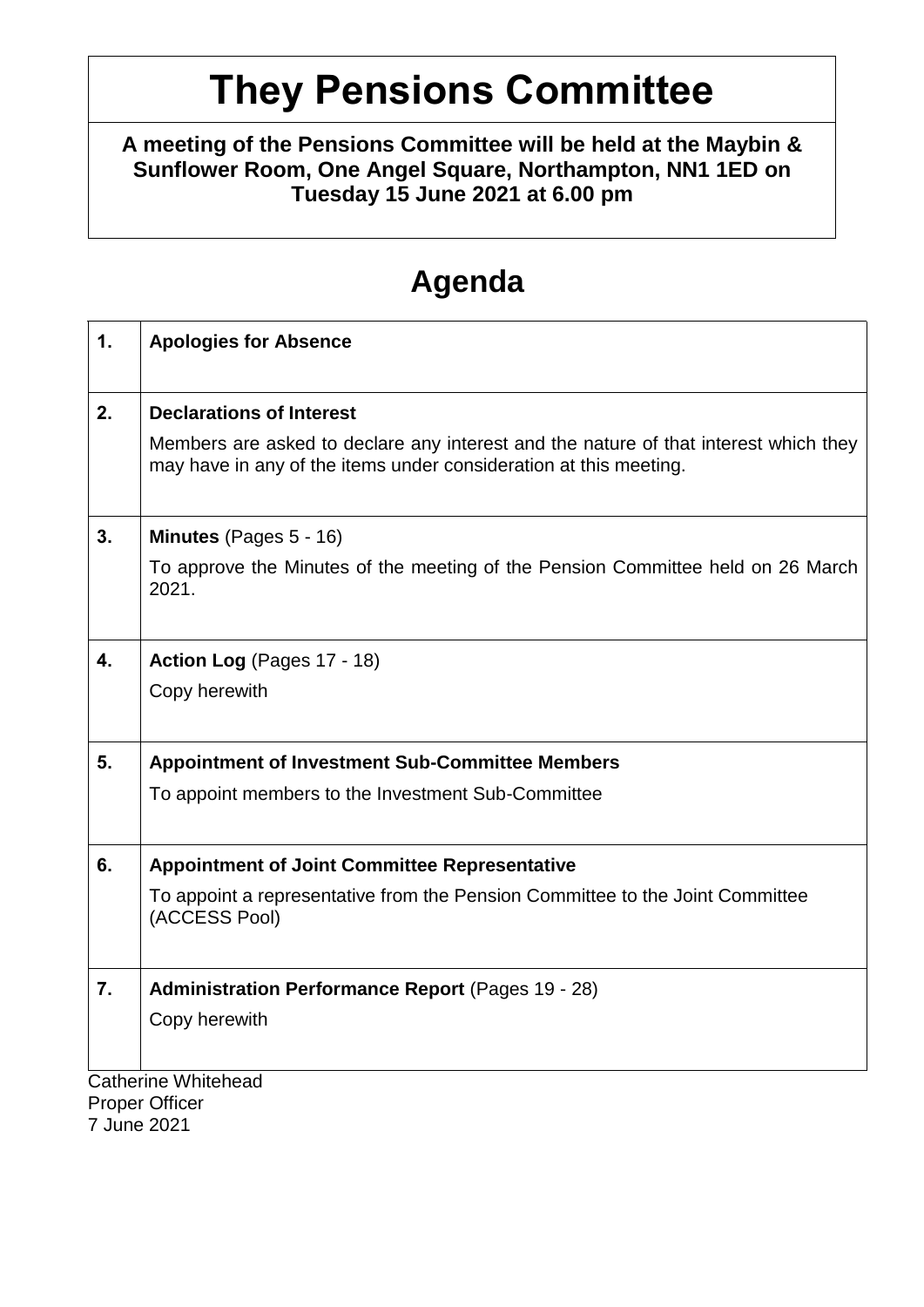# They Pensions Committee

**A meeting of the Pensions Committee will be held at the Maybin & Sunflower Room, One Angel Square, Northampton, NN1 1ED on Tuesday 15 June 2021 at 6.00 pm**

## Agenda

| | |
|---|---|
| **1.** | **Apologies for Absence** |
| **2.** | **Declarations of Interest**<br>Members are asked to declare any interest and the nature of that interest which they may have in any of the items under consideration at this meeting. |
| **3.** | **Minutes** (Pages 5 - 16)<br>To approve the Minutes of the meeting of the Pension Committee held on 26 March 2021. |
| **4.** | **Action Log** (Pages 17 - 18)<br>Copy herewith |
| **5.** | **Appointment of Investment Sub-Committee Members**<br>To appoint members to the Investment Sub-Committee |
| **6.** | **Appointment of Joint Committee Representative**<br>To appoint a representative from the Pension Committee to the Joint Committee (ACCESS Pool) |
| **7.** | **Administration Performance Report** (Pages 19 - 28)<br>Copy herewith |

Catherine Whitehead
Proper Officer
7 June 2021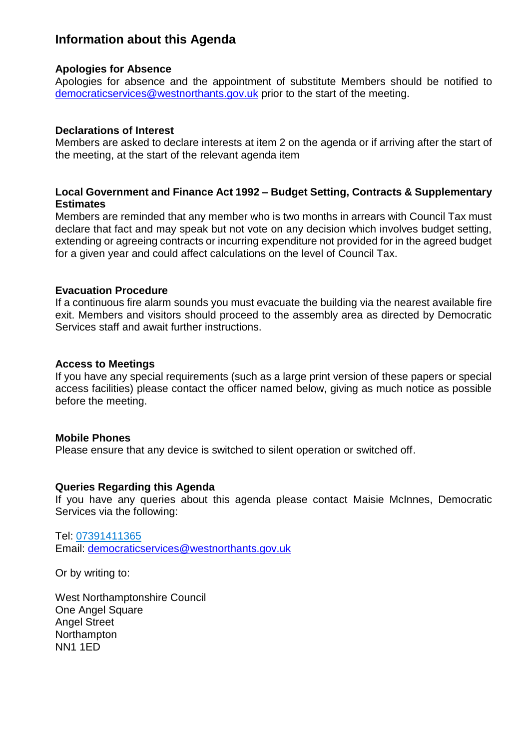## Information about this Agenda

**Apologies for Absence**
Apologies for absence and the appointment of substitute Members should be notified to democraticservices@westnorthants.gov.uk prior to the start of the meeting.

**Declarations of Interest**
Members are asked to declare interests at item 2 on the agenda or if arriving after the start of the meeting, at the start of the relevant agenda item

**Local Government and Finance Act 1992 – Budget Setting, Contracts & Supplementary Estimates**
Members are reminded that any member who is two months in arrears with Council Tax must declare that fact and may speak but not vote on any decision which involves budget setting, extending or agreeing contracts or incurring expenditure not provided for in the agreed budget for a given year and could affect calculations on the level of Council Tax.

**Evacuation Procedure**
If a continuous fire alarm sounds you must evacuate the building via the nearest available fire exit. Members and visitors should proceed to the assembly area as directed by Democratic Services staff and await further instructions.

**Access to Meetings**
If you have any special requirements (such as a large print version of these papers or special access facilities) please contact the officer named below, giving as much notice as possible before the meeting.

**Mobile Phones**
Please ensure that any device is switched to silent operation or switched off.

**Queries Regarding this Agenda**
If you have any queries about this agenda please contact Maisie McInnes, Democratic Services via the following:

Tel: 07391411365
Email: democraticservices@westnorthants.gov.uk

Or by writing to:

West Northamptonshire Council
One Angel Square
Angel Street
Northampton
NN1 1ED